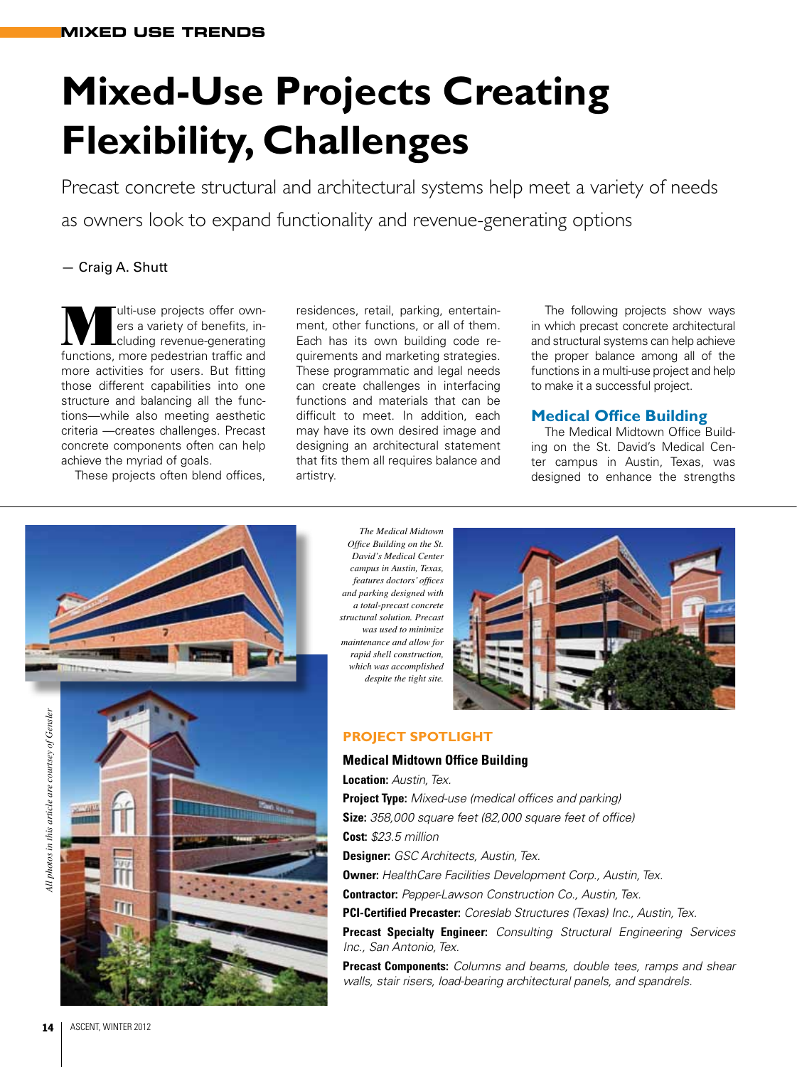MIXED USE TRENDS

# Mixed-Use Projects Creating Flexibility, Challenges

Precast concrete structural and architectural systems help meet a variety of needs as owners look to expand functionality and revenue-generating options

— Craig A. Shutt

Multi-use projects offer owners a variety of benefits, including revenue-generating functions, more pedestrian traffic and more activities for users. But fitting those different capabilities into one structure and balancing all the functions—while also meeting aesthetic criteria —creates challenges. Precast concrete components often can help achieve the myriad of goals.

These projects often blend offices, residences, retail, parking, entertainment, other functions, or all of them. Each has its own building code requirements and marketing strategies. These programmatic and legal needs can create challenges in interfacing functions and materials that can be difficult to meet. In addition, each may have its own desired image and designing an architectural statement that fits them all requires balance and artistry.

The following projects show ways in which precast concrete architectural and structural systems can help achieve the proper balance among all of the functions in a multi-use project and help to make it a successful project.

## Medical Office Building

The Medical Midtown Office Building on the St. David's Medical Center campus in Austin, Texas, was designed to enhance the strengths

*All photos in this article are courtesy of Gensler*

*The Medical Midtown Office Building on the St. David's Medical Center campus in Austin, Texas, features doctors' offices and parking designed with a total-precast concrete structural solution. Precast was used to minimize maintenance and allow for rapid shell construction, which was accomplished despite the tight site.*

### PROJECT SPOTLIGHT

**Medical Midtown Office Building**

**Location:** *Austin, Tex.*

**Project Type:** *Mixed-use (medical offices and parking)*

**Size:** *358,000 square feet (82,000 square feet of office)*

**Cost:** *$23.5 million*

**Designer:** *GSC Architects, Austin, Tex.*

**Owner:** *HealthCare Facilities Development Corp., Austin, Tex.*

**Contractor:** *Pepper-Lawson Construction Co., Austin, Tex.*

**PCI-Certified Precaster:** *Coreslab Structures (Texas) Inc., Austin, Tex.*

**Precast Specialty Engineer:** *Consulting Structural Engineering Services Inc., San Antonio, Tex.*

**Precast Components:** *Columns and beams, double tees, ramps and shear walls, stair risers, load-bearing architectural panels, and spandrels.*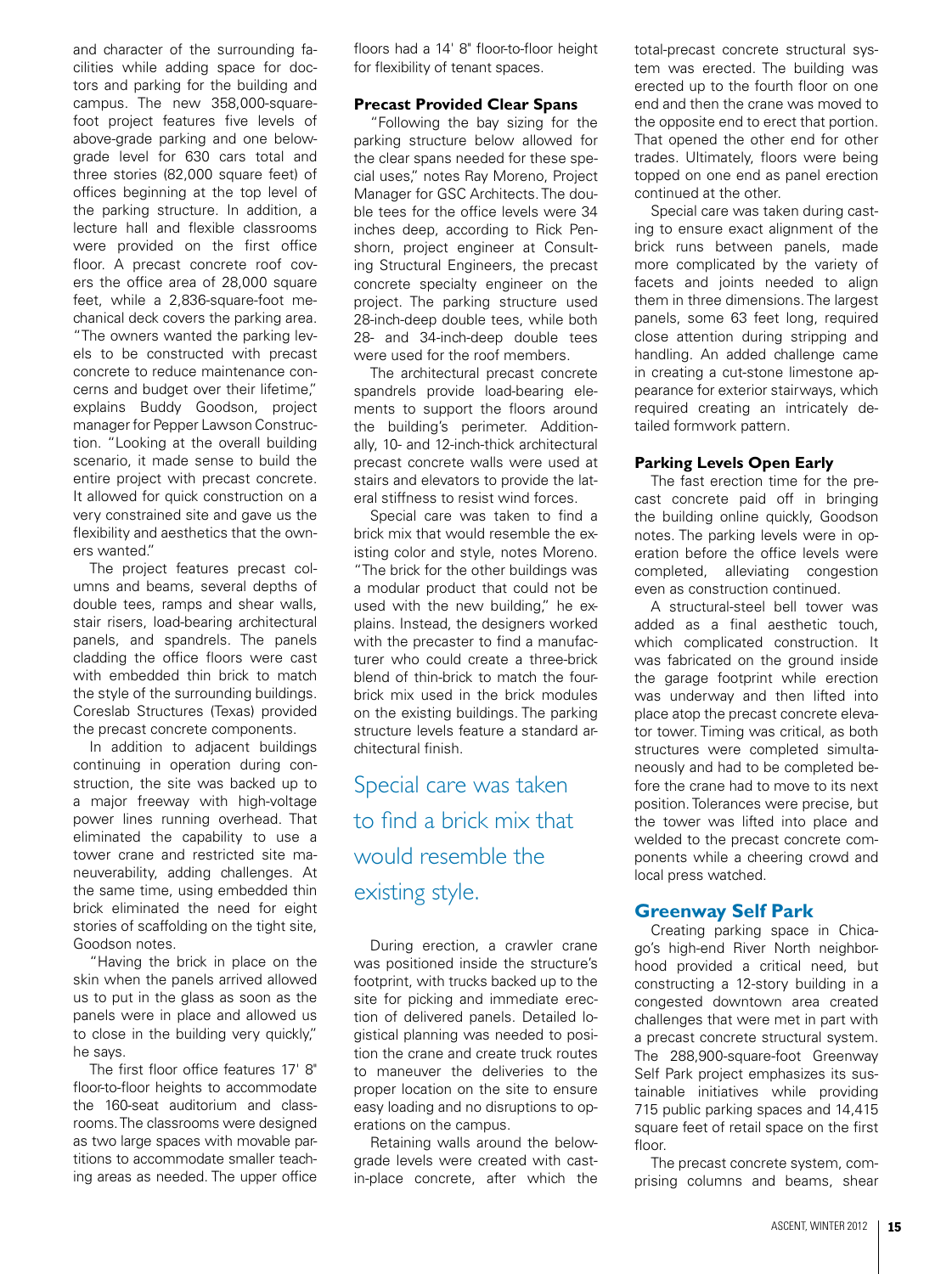and character of the surrounding facilities while adding space for doctors and parking for the building and campus. The new 358,000-square-foot project features five levels of above-grade parking and one below-grade level for 630 cars total and three stories (82,000 square feet) of offices beginning at the top level of the parking structure. In addition, a lecture hall and flexible classrooms were provided on the first office floor. A precast concrete roof covers the office area of 28,000 square feet, while a 2,836-square-foot mechanical deck covers the parking area. "The owners wanted the parking levels to be constructed with precast concrete to reduce maintenance concerns and budget over their lifetime," explains Buddy Goodson, project manager for Pepper Lawson Construction. "Looking at the overall building scenario, it made sense to build the entire project with precast concrete. It allowed for quick construction on a very constrained site and gave us the flexibility and aesthetics that the owners wanted."

The project features precast columns and beams, several depths of double tees, ramps and shear walls, stair risers, load-bearing architectural panels, and spandrels. The panels cladding the office floors were cast with embedded thin brick to match the style of the surrounding buildings. Coreslab Structures (Texas) provided the precast concrete components.

In addition to adjacent buildings continuing in operation during construction, the site was backed up to a major freeway with high-voltage power lines running overhead. That eliminated the capability to use a tower crane and restricted site maneuverability, adding challenges. At the same time, using embedded thin brick eliminated the need for eight stories of scaffolding on the tight site, Goodson notes.

"Having the brick in place on the skin when the panels arrived allowed us to put in the glass as soon as the panels were in place and allowed us to close in the building very quickly," he says.

The first floor office features 17' 8" floor-to-floor heights to accommodate the 160-seat auditorium and classrooms. The classrooms were designed as two large spaces with movable partitions to accommodate smaller teaching areas as needed. The upper office floors had a 14' 8" floor-to-floor height for flexibility of tenant spaces.

**Precast Provided Clear Spans**

"Following the bay sizing for the parking structure below allowed for the clear spans needed for these special uses," notes Ray Moreno, Project Manager for GSC Architects. The double tees for the office levels were 34 inches deep, according to Rick Penshorn, project engineer at Consulting Structural Engineers, the precast concrete specialty engineer on the project. The parking structure used 28-inch-deep double tees, while both 28- and 34-inch-deep double tees were used for the roof members.

The architectural precast concrete spandrels provide load-bearing elements to support the floors around the building's perimeter. Additionally, 10- and 12-inch-thick architectural precast concrete walls were used at stairs and elevators to provide the lateral stiffness to resist wind forces.

Special care was taken to find a brick mix that would resemble the existing color and style, notes Moreno. "The brick for the other buildings was a modular product that could not be used with the new building," he explains. Instead, the designers worked with the precaster to find a manufacturer who could create a three-brick blend of thin-brick to match the four-brick mix used in the brick modules on the existing buildings. The parking structure levels feature a standard architectural finish.

> Special care was taken to find a brick mix that would resemble the existing style.

During erection, a crawler crane was positioned inside the structure's footprint, with trucks backed up to the site for picking and immediate erection of delivered panels. Detailed logistical planning was needed to position the crane and create truck routes to maneuver the deliveries to the proper location on the site to ensure easy loading and no disruptions to operations on the campus.

Retaining walls around the below-grade levels were created with cast-in-place concrete, after which the total-precast concrete structural system was erected. The building was erected up to the fourth floor on one end and then the crane was moved to the opposite end to erect that portion. That opened the other end for other trades. Ultimately, floors were being topped on one end as panel erection continued at the other.

Special care was taken during casting to ensure exact alignment of the brick runs between panels, made more complicated by the variety of facets and joints needed to align them in three dimensions. The largest panels, some 63 feet long, required close attention during stripping and handling. An added challenge came in creating a cut-stone limestone appearance for exterior stairways, which required creating an intricately detailed formwork pattern.

**Parking Levels Open Early**

The fast erection time for the precast concrete paid off in bringing the building online quickly, Goodson notes. The parking levels were in operation before the office levels were completed, alleviating congestion even as construction continued.

A structural-steel bell tower was added as a final aesthetic touch, which complicated construction. It was fabricated on the ground inside the garage footprint while erection was underway and then lifted into place atop the precast concrete elevator tower. Timing was critical, as both structures were completed simultaneously and had to be completed before the crane had to move to its next position. Tolerances were precise, but the tower was lifted into place and welded to the precast concrete components while a cheering crowd and local press watched.

## Greenway Self Park

Creating parking space in Chicago's high-end River North neighborhood provided a critical need, but constructing a 12-story building in a congested downtown area created challenges that were met in part with a precast concrete structural system. The 288,900-square-foot Greenway Self Park project emphasizes its sustainable initiatives while providing 715 public parking spaces and 14,415 square feet of retail space on the first floor.

The precast concrete system, comprising columns and beams, shear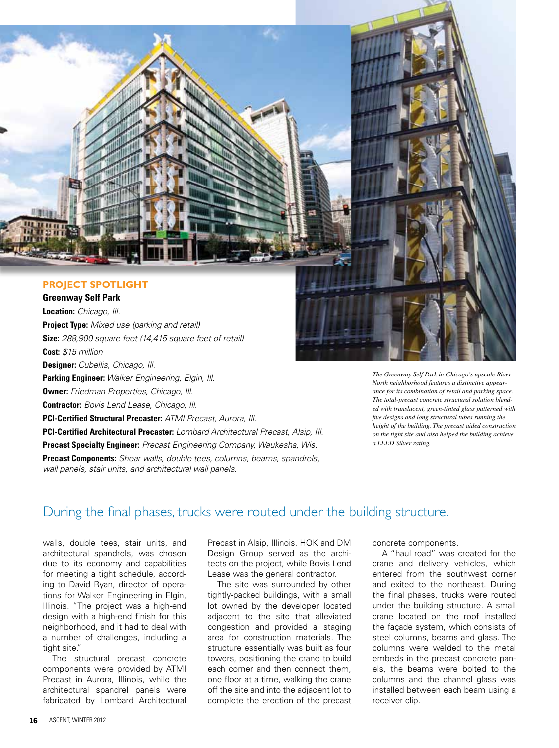## PROJECT SPOTLIGHT

**Greenway Self Park**

**Location:** *Chicago, Ill.*

**Project Type:** *Mixed use (parking and retail)*

**Size:** *288,900 square feet (14,415 square feet of retail)*

**Cost:** *$15 million*

**Designer:** *Cubellis, Chicago, Ill.*

**Parking Engineer:** *Walker Engineering, Elgin, Ill.*

**Owner:** *Friedman Properties, Chicago, Ill.*

**Contractor:** *Bovis Lend Lease, Chicago, Ill.*

**PCI-Certified Structural Precaster:** *ATMI Precast, Aurora, Ill.*

**PCI-Certified Architectural Precaster:** *Lombard Architectural Precast, Alsip, Ill.*

**Precast Specialty Engineer:** *Precast Engineering Company, Waukesha, Wis.*

**Precast Components:** *Shear walls, double tees, columns, beams, spandrels, wall panels, stair units, and architectural wall panels.*

*The Greenway Self Park in Chicago's upscale River North neighborhood features a distinctive appearance for its combination of retail and parking space. The total-precast concrete structural solution blended with translucent, green-tinted glass patterned with five designs and long structural tubes running the height of the building. The precast aided construction on the tight site and also helped the building achieve a LEED Silver rating.*

> During the final phases, trucks were routed under the building structure.

walls, double tees, stair units, and architectural spandrels, was chosen due to its economy and capabilities for meeting a tight schedule, according to David Ryan, director of operations for Walker Engineering in Elgin, Illinois. "The project was a high-end design with a high-end finish for this neighborhood, and it had to deal with a number of challenges, including a tight site."

The structural precast concrete components were provided by ATMI Precast in Aurora, Illinois, while the architectural spandrel panels were fabricated by Lombard Architectural Precast in Alsip, Illinois. HOK and DM Design Group served as the architects on the project, while Bovis Lend Lease was the general contractor.

The site was surrounded by other tightly-packed buildings, with a small lot owned by the developer located adjacent to the site that alleviated congestion and provided a staging area for construction materials. The structure essentially was built as four towers, positioning the crane to build each corner and then connect them, one floor at a time, walking the crane off the site and into the adjacent lot to complete the erection of the precast concrete components.

A "haul road" was created for the crane and delivery vehicles, which entered from the southwest corner and exited to the northeast. During the final phases, trucks were routed under the building structure. A small crane located on the roof installed the façade system, which consists of steel columns, beams and glass. The columns were welded to the metal embeds in the precast concrete panels, the beams were bolted to the columns and the channel glass was installed between each beam using a receiver clip.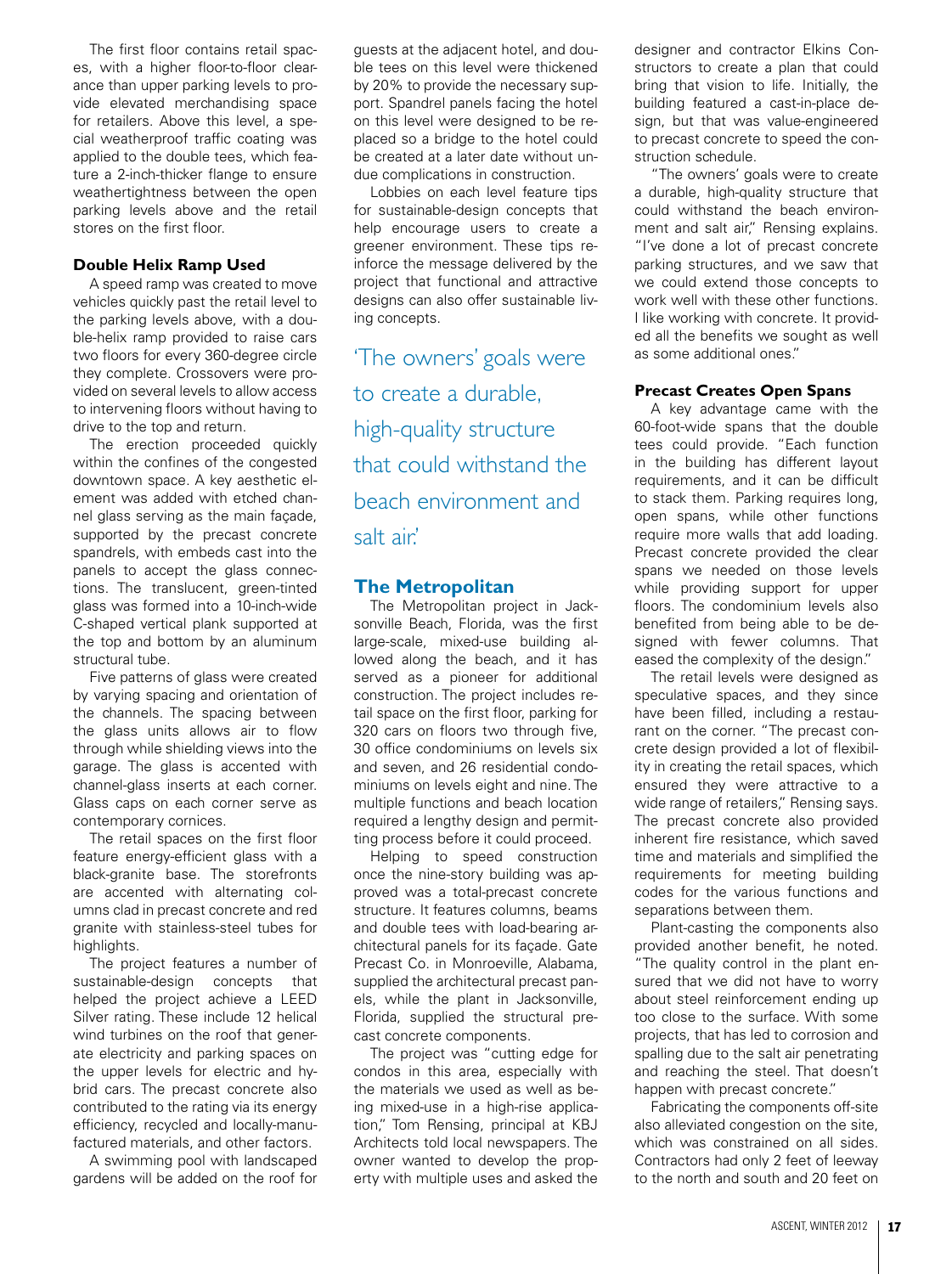The first floor contains retail spaces, with a higher floor-to-floor clearance than upper parking levels to provide elevated merchandising space for retailers. Above this level, a special weatherproof traffic coating was applied to the double tees, which feature a 2-inch-thicker flange to ensure weathertightness between the open parking levels above and the retail stores on the first floor.

### Double Helix Ramp Used

A speed ramp was created to move vehicles quickly past the retail level to the parking levels above, with a double-helix ramp provided to raise cars two floors for every 360-degree circle they complete. Crossovers were provided on several levels to allow access to intervening floors without having to drive to the top and return.

The erection proceeded quickly within the confines of the congested downtown space. A key aesthetic element was added with etched channel glass serving as the main façade, supported by the precast concrete spandrels, with embeds cast into the panels to accept the glass connections. The translucent, green-tinted glass was formed into a 10-inch-wide C-shaped vertical plank supported at the top and bottom by an aluminum structural tube.

Five patterns of glass were created by varying spacing and orientation of the channels. The spacing between the glass units allows air to flow through while shielding views into the garage. The glass is accented with channel-glass inserts at each corner. Glass caps on each corner serve as contemporary cornices.

The retail spaces on the first floor feature energy-efficient glass with a black-granite base. The storefronts are accented with alternating columns clad in precast concrete and red granite with stainless-steel tubes for highlights.

The project features a number of sustainable-design concepts that helped the project achieve a LEED Silver rating. These include 12 helical wind turbines on the roof that generate electricity and parking spaces on the upper levels for electric and hybrid cars. The precast concrete also contributed to the rating via its energy efficiency, recycled and locally-manufactured materials, and other factors.

A swimming pool with landscaped gardens will be added on the roof for guests at the adjacent hotel, and double tees on this level were thickened by 20% to provide the necessary support. Spandrel panels facing the hotel on this level were designed to be replaced so a bridge to the hotel could be created at a later date without undue complications in construction.

Lobbies on each level feature tips for sustainable-design concepts that help encourage users to create a greener environment. These tips reinforce the message delivered by the project that functional and attractive designs can also offer sustainable living concepts.

> 'The owners' goals were to create a durable, high-quality structure that could withstand the beach environment and salt air.'

## The Metropolitan

The Metropolitan project in Jacksonville Beach, Florida, was the first large-scale, mixed-use building allowed along the beach, and it has served as a pioneer for additional construction. The project includes retail space on the first floor, parking for 320 cars on floors two through five, 30 office condominiums on levels six and seven, and 26 residential condominiums on levels eight and nine. The multiple functions and beach location required a lengthy design and permitting process before it could proceed.

Helping to speed construction once the nine-story building was approved was a total-precast concrete structure. It features columns, beams and double tees with load-bearing architectural panels for its façade. Gate Precast Co. in Monroeville, Alabama, supplied the architectural precast panels, while the plant in Jacksonville, Florida, supplied the structural precast concrete components.

The project was "cutting edge for condos in this area, especially with the materials we used as well as being mixed-use in a high-rise application," Tom Rensing, principal at KBJ Architects told local newspapers. The owner wanted to develop the property with multiple uses and asked the designer and contractor Elkins Constructors to create a plan that could bring that vision to life. Initially, the building featured a cast-in-place design, but that was value-engineered to precast concrete to speed the construction schedule.

"The owners' goals were to create a durable, high-quality structure that could withstand the beach environment and salt air," Rensing explains. "I've done a lot of precast concrete parking structures, and we saw that we could extend those concepts to work well with these other functions. I like working with concrete. It provided all the benefits we sought as well as some additional ones."

### Precast Creates Open Spans

A key advantage came with the 60-foot-wide spans that the double tees could provide. "Each function in the building has different layout requirements, and it can be difficult to stack them. Parking requires long, open spans, while other functions require more walls that add loading. Precast concrete provided the clear spans we needed on those levels while providing support for upper floors. The condominium levels also benefited from being able to be designed with fewer columns. That eased the complexity of the design."

The retail levels were designed as speculative spaces, and they since have been filled, including a restaurant on the corner. "The precast concrete design provided a lot of flexibility in creating the retail spaces, which ensured they were attractive to a wide range of retailers," Rensing says. The precast concrete also provided inherent fire resistance, which saved time and materials and simplified the requirements for meeting building codes for the various functions and separations between them.

Plant-casting the components also provided another benefit, he noted. "The quality control in the plant ensured that we did not have to worry about steel reinforcement ending up too close to the surface. With some projects, that has led to corrosion and spalling due to the salt air penetrating and reaching the steel. That doesn't happen with precast concrete."

Fabricating the components off-site also alleviated congestion on the site, which was constrained on all sides. Contractors had only 2 feet of leeway to the north and south and 20 feet on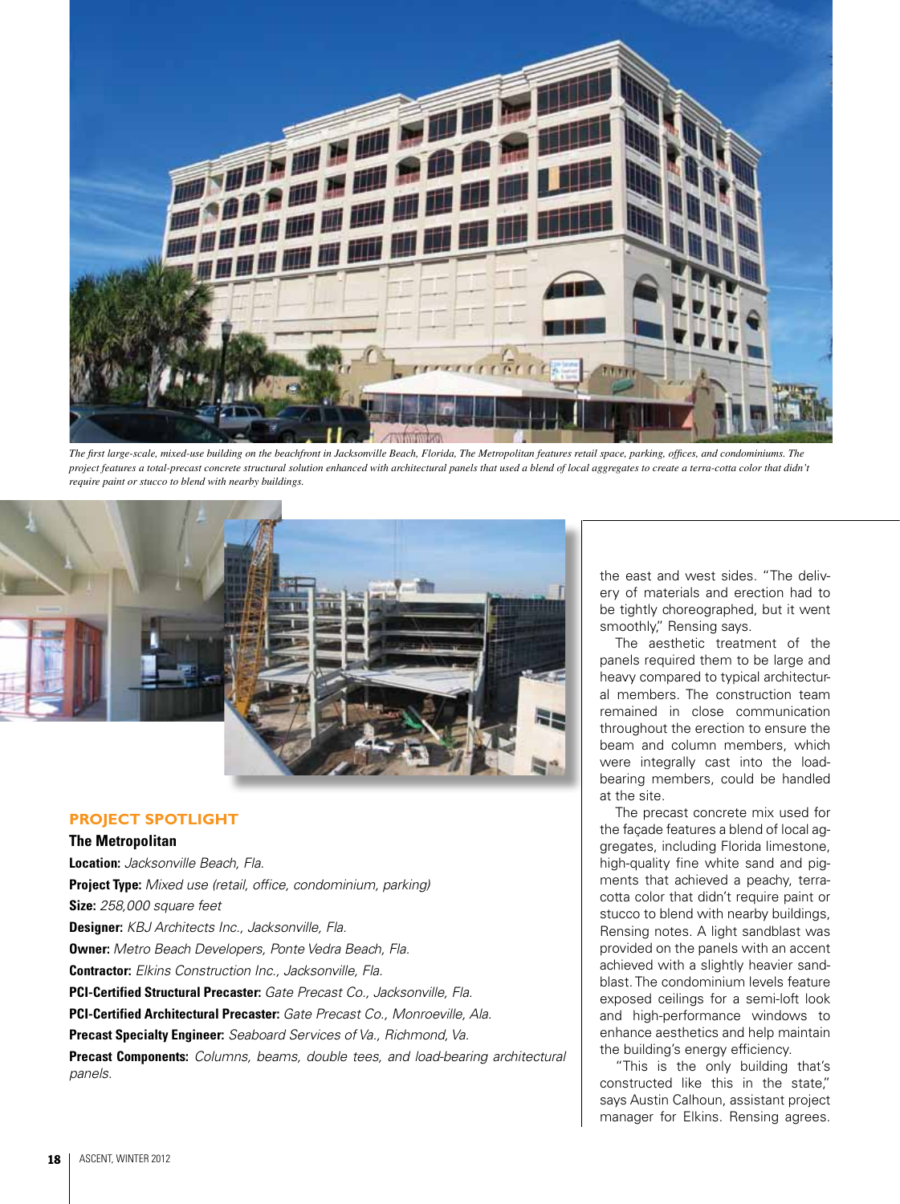The first large-scale, mixed-use building on the beachfront in Jacksonville Beach, Florida, The Metropolitan features retail space, parking, offices, and condominiums. The project features a total-precast concrete structural solution enhanced with architectural panels that used a blend of local aggregates to create a terra-cotta color that didn't require paint or stucco to blend with nearby buildings.

## PROJECT SPOTLIGHT

**The Metropolitan**

**Location:** *Jacksonville Beach, Fla.*

**Project Type:** *Mixed use (retail, office, condominium, parking)*

**Size:** *258,000 square feet*

**Designer:** *KBJ Architects Inc., Jacksonville, Fla.*

**Owner:** *Metro Beach Developers, Ponte Vedra Beach, Fla.*

**Contractor:** *Elkins Construction Inc., Jacksonville, Fla.*

**PCI-Certified Structural Precaster:** *Gate Precast Co., Jacksonville, Fla.*

**PCI-Certified Architectural Precaster:** *Gate Precast Co., Monroeville, Ala.*

**Precast Specialty Engineer:** *Seaboard Services of Va., Richmond, Va.*

**Precast Components:** *Columns, beams, double tees, and load-bearing architectural panels.*

the east and west sides. "The delivery of materials and erection had to be tightly choreographed, but it went smoothly," Rensing says.

The aesthetic treatment of the panels required them to be large and heavy compared to typical architectural members. The construction team remained in close communication throughout the erection to ensure the beam and column members, which were integrally cast into the load-bearing members, could be handled at the site.

The precast concrete mix used for the façade features a blend of local aggregates, including Florida limestone, high-quality fine white sand and pigments that achieved a peachy, terra-cotta color that didn't require paint or stucco to blend with nearby buildings, Rensing notes. A light sandblast was provided on the panels with an accent achieved with a slightly heavier sandblast. The condominium levels feature exposed ceilings for a semi-loft look and high-performance windows to enhance aesthetics and help maintain the building's energy efficiency.

"This is the only building that's constructed like this in the state," says Austin Calhoun, assistant project manager for Elkins. Rensing agrees.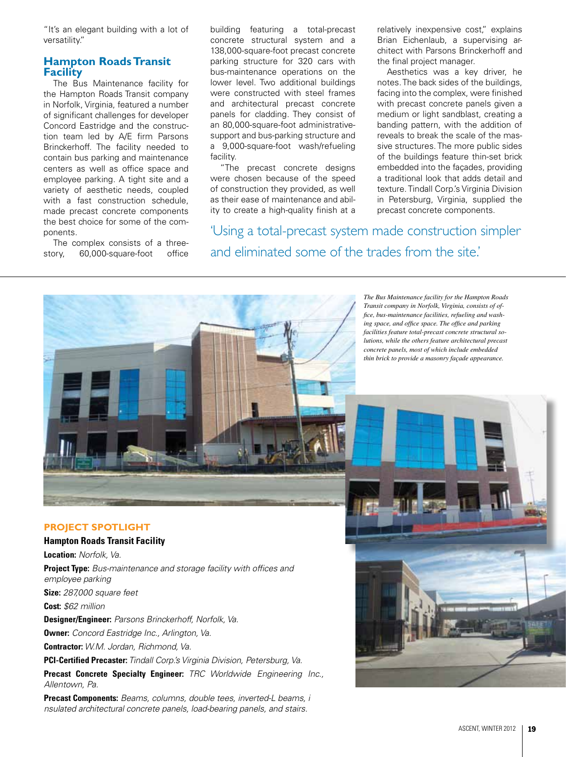"It's an elegant building with a lot of versatility."

## Hampton Roads Transit Facility

The Bus Maintenance facility for the Hampton Roads Transit company in Norfolk, Virginia, featured a number of significant challenges for developer Concord Eastridge and the construction team led by A/E firm Parsons Brinckerhoff. The facility needed to contain bus parking and maintenance centers as well as office space and employee parking. A tight site and a variety of aesthetic needs, coupled with a fast construction schedule, made precast concrete components the best choice for some of the components.

The complex consists of a three-story, 60,000-square-foot office building featuring a total-precast concrete structural system and a 138,000-square-foot precast concrete parking structure for 320 cars with bus-maintenance operations on the lower level. Two additional buildings were constructed with steel frames and architectural precast concrete panels for cladding. They consist of an 80,000-square-foot administrative-support and bus-parking structure and a 9,000-square-foot wash/refueling facility.

"The precast concrete designs were chosen because of the speed of construction they provided, as well as their ease of maintenance and ability to create a high-quality finish at a relatively inexpensive cost," explains Brian Eichenlaub, a supervising architect with Parsons Brinckerhoff and the final project manager.

Aesthetics was a key driver, he notes. The back sides of the buildings, facing into the complex, were finished with precast concrete panels given a medium or light sandblast, creating a banding pattern, with the addition of reveals to break the scale of the massive structures. The more public sides of the buildings feature thin-set brick embedded into the façades, providing a traditional look that adds detail and texture. Tindall Corp.'s Virginia Division in Petersburg, Virginia, supplied the precast concrete components.

'Using a total-precast system made construction simpler and eliminated some of the trades from the site.'

*The Bus Maintenance facility for the Hampton Roads Transit company in Norfolk, Virginia, consists of office, bus-maintenance facilities, refueling and washing space, and office space. The office and parking facilities feature total-precast concrete structural solutions, while the others feature architectural precast concrete panels, most of which include embedded thin brick to provide a masonry façade appearance.*

### PROJECT SPOTLIGHT

**Hampton Roads Transit Facility**

**Location:** *Norfolk, Va.*

**Project Type:** *Bus-maintenance and storage facility with offices and employee parking*

**Size:** *287,000 square feet*

**Cost:** *$62 million*

**Designer/Engineer:** *Parsons Brinckerhoff, Norfolk, Va.*

**Owner:** *Concord Eastridge Inc., Arlington, Va.*

**Contractor:** *W.M. Jordan, Richmond, Va.*

**PCI-Certified Precaster:** *Tindall Corp.'s Virginia Division, Petersburg, Va.*

**Precast Concrete Specialty Engineer:** *TRC Worldwide Engineering Inc., Allentown, Pa.*

**Precast Components:** *Beams, columns, double tees, inverted-L beams, insulated architectural concrete panels, load-bearing panels, and stairs.*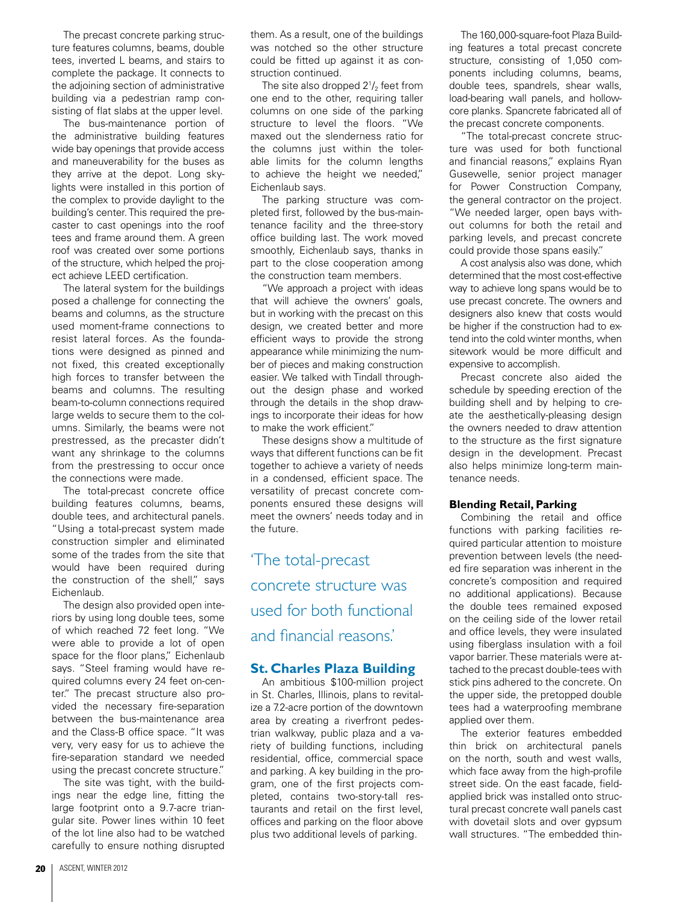The precast concrete parking structure features columns, beams, double tees, inverted L beams, and stairs to complete the package. It connects to the adjoining section of administrative building via a pedestrian ramp consisting of flat slabs at the upper level.

The bus-maintenance portion of the administrative building features wide bay openings that provide access and maneuverability for the buses as they arrive at the depot. Long skylights were installed in this portion of the complex to provide daylight to the building's center. This required the precaster to cast openings into the roof tees and frame around them. A green roof was created over some portions of the structure, which helped the project achieve LEED certification.

The lateral system for the buildings posed a challenge for connecting the beams and columns, as the structure used moment-frame connections to resist lateral forces. As the foundations were designed as pinned and not fixed, this created exceptionally high forces to transfer between the beams and columns. The resulting beam-to-column connections required large welds to secure them to the columns. Similarly, the beams were not prestressed, as the precaster didn't want any shrinkage to the columns from the prestressing to occur once the connections were made.

The total-precast concrete office building features columns, beams, double tees, and architectural panels. "Using a total-precast system made construction simpler and eliminated some of the trades from the site that would have been required during the construction of the shell," says Eichenlaub.

The design also provided open interiors by using long double tees, some of which reached 72 feet long. "We were able to provide a lot of open space for the floor plans," Eichenlaub says. "Steel framing would have required columns every 24 feet on-center." The precast structure also provided the necessary fire-separation between the bus-maintenance area and the Class-B office space. "It was very, very easy for us to achieve the fire-separation standard we needed using the precast concrete structure."

The site was tight, with the buildings near the edge line, fitting the large footprint onto a 9.7-acre triangular site. Power lines within 10 feet of the lot line also had to be watched carefully to ensure nothing disrupted them. As a result, one of the buildings was notched so the other structure could be fitted up against it as construction continued.

The site also dropped $2^1/_2$ feet from one end to the other, requiring taller columns on one side of the parking structure to level the floors. "We maxed out the slenderness ratio for the columns just within the tolerable limits for the column lengths to achieve the height we needed," Eichenlaub says.

The parking structure was completed first, followed by the bus-maintenance facility and the three-story office building last. The work moved smoothly, Eichenlaub says, thanks in part to the close cooperation among the construction team members.

"We approach a project with ideas that will achieve the owners' goals, but in working with the precast on this design, we created better and more efficient ways to provide the strong appearance while minimizing the number of pieces and making construction easier. We talked with Tindall throughout the design phase and worked through the details in the shop drawings to incorporate their ideas for how to make the work efficient."

These designs show a multitude of ways that different functions can be fit together to achieve a variety of needs in a condensed, efficient space. The versatility of precast concrete components ensured these designs will meet the owners' needs today and in the future.

> 'The total-precast concrete structure was used for both functional and financial reasons.'

## St. Charles Plaza Building

An ambitious \$100-million project in St. Charles, Illinois, plans to revitalize a 7.2-acre portion of the downtown area by creating a riverfront pedestrian walkway, public plaza and a variety of building functions, including residential, office, commercial space and parking. A key building in the program, one of the first projects completed, contains two-story-tall restaurants and retail on the first level, offices and parking on the floor above plus two additional levels of parking.

The 160,000-square-foot Plaza Building features a total precast concrete structure, consisting of 1,050 components including columns, beams, double tees, spandrels, shear walls, load-bearing wall panels, and hollow-core planks. Spancrete fabricated all of the precast concrete components.

"The total-precast concrete structure was used for both functional and financial reasons," explains Ryan Gusewelle, senior project manager for Power Construction Company, the general contractor on the project. "We needed larger, open bays without columns for both the retail and parking levels, and precast concrete could provide those spans easily."

A cost analysis also was done, which determined that the most cost-effective way to achieve long spans would be to use precast concrete. The owners and designers also knew that costs would be higher if the construction had to extend into the cold winter months, when sitework would be more difficult and expensive to accomplish.

Precast concrete also aided the schedule by speeding erection of the building shell and by helping to create the aesthetically-pleasing design the owners needed to draw attention to the structure as the first signature design in the development. Precast also helps minimize long-term maintenance needs.

### Blending Retail, Parking

Combining the retail and office functions with parking facilities required particular attention to moisture prevention between levels (the needed fire separation was inherent in the concrete's composition and required no additional applications). Because the double tees remained exposed on the ceiling side of the lower retail and office levels, they were insulated using fiberglass insulation with a foil vapor barrier. These materials were attached to the precast double-tees with stick pins adhered to the concrete. On the upper side, the pretopped double tees had a waterproofing membrane applied over them.

The exterior features embedded thin brick on architectural panels on the north, south and west walls, which face away from the high-profile street side. On the east facade, field-applied brick was installed onto structural precast concrete wall panels cast with dovetail slots and over gypsum wall structures. "The embedded thin-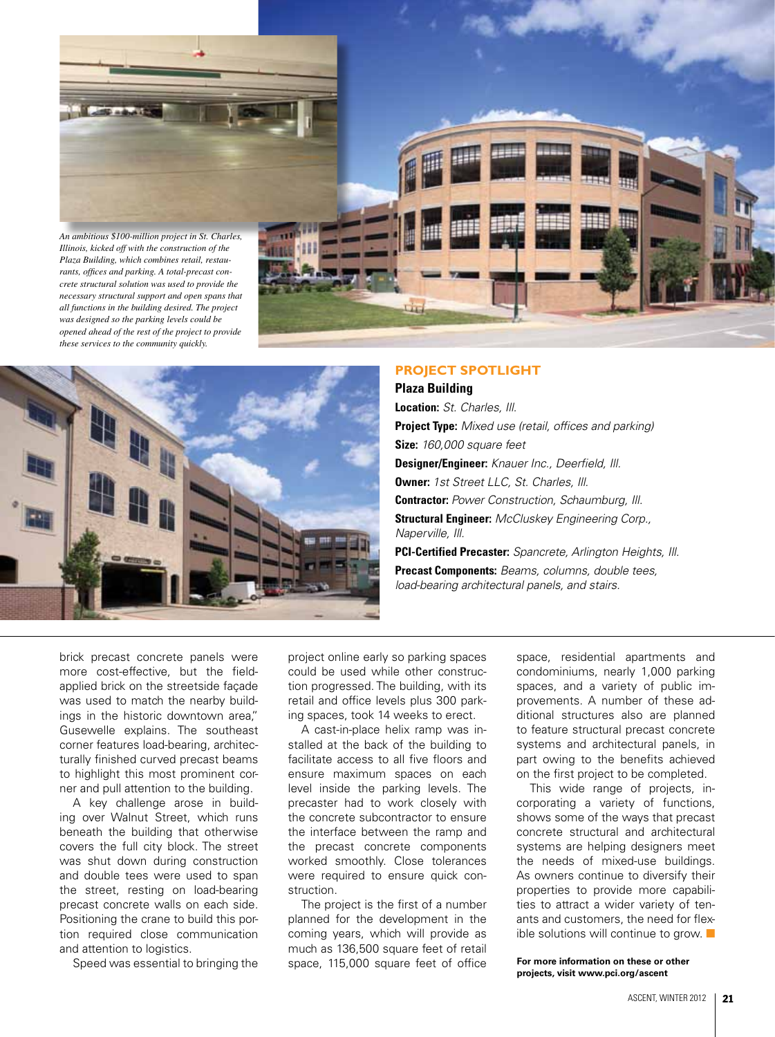*An ambitious $100-million project in St. Charles, Illinois, kicked off with the construction of the Plaza Building, which combines retail, restaurants, offices and parking. A total-precast concrete structural solution was used to provide the necessary structural support and open spans that all functions in the building desired. The project was designed so the parking levels could be opened ahead of the rest of the project to provide these services to the community quickly.*

## PROJECT SPOTLIGHT

### Plaza Building

**Location:** *St. Charles, Ill.*

**Project Type:** *Mixed use (retail, offices and parking)*

**Size:** *160,000 square feet*

**Designer/Engineer:** *Knauer Inc., Deerfield, Ill.*

**Owner:** *1st Street LLC, St. Charles, Ill.*

**Contractor:** *Power Construction, Schaumburg, Ill.*

**Structural Engineer:** *McCluskey Engineering Corp., Naperville, Ill.*

**PCI-Certified Precaster:** *Spancrete, Arlington Heights, Ill.*

**Precast Components:** *Beams, columns, double tees, load-bearing architectural panels, and stairs.*

brick precast concrete panels were more cost-effective, but the field-applied brick on the streetside façade was used to match the nearby buildings in the historic downtown area," Gusewelle explains. The southeast corner features load-bearing, architecturally finished curved precast beams to highlight this most prominent corner and pull attention to the building.

A key challenge arose in building over Walnut Street, which runs beneath the building that otherwise covers the full city block. The street was shut down during construction and double tees were used to span the street, resting on load-bearing precast concrete walls on each side. Positioning the crane to build this portion required close communication and attention to logistics.

Speed was essential to bringing the project online early so parking spaces could be used while other construction progressed. The building, with its retail and office levels plus 300 parking spaces, took 14 weeks to erect.

A cast-in-place helix ramp was installed at the back of the building to facilitate access to all five floors and ensure maximum spaces on each level inside the parking levels. The precaster had to work closely with the concrete subcontractor to ensure the interface between the ramp and the precast concrete components worked smoothly. Close tolerances were required to ensure quick construction.

The project is the first of a number planned for the development in the coming years, which will provide as much as 136,500 square feet of retail space, 115,000 square feet of office space, residential apartments and condominiums, nearly 1,000 parking spaces, and a variety of public improvements. A number of additional structures also are planned to feature structural precast concrete systems and architectural panels, in part owing to the benefits achieved on the first project to be completed.

This wide range of projects, incorporating a variety of functions, shows some of the ways that precast concrete structural and architectural systems are helping designers meet the needs of mixed-use buildings. As owners continue to diversify their properties to provide more capabilities to attract a wider variety of tenants and customers, the need for flexible solutions will continue to grow. ■

**For more information on these or other projects, visit www.pci.org/ascent**